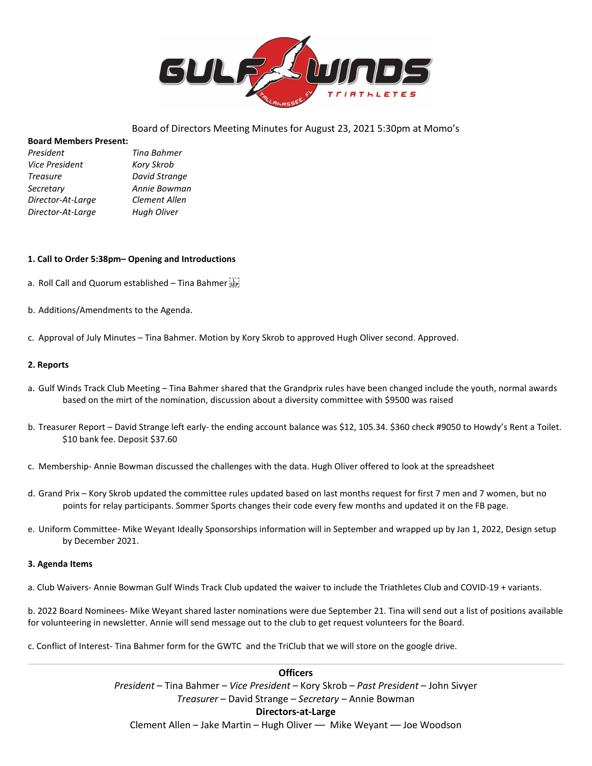Board of Directors Meeting Minutes for August 23, 2021 5:30pm at Momo's

**Board Members Present:**

| | |
|---|---|
| *President* | *Tina Bahmer* |
| *Vice President* | *Kory Skrob* |
| *Treasure* | *David Strange* |
| *Secretary* | *Annie Bowman* |
| *Director-At-Large* | *Clement Allen* |
| *Director-At-Large* | *Hugh Oliver* |

**1. Call to Order 5:38pm– Opening and Introductions**

a. Roll Call and Quorum established – Tina Bahmer

b. Additions/Amendments to the Agenda.

c. Approval of July Minutes – Tina Bahmer. Motion by Kory Skrob to approved Hugh Oliver second. Approved.

**2. Reports**

a. Gulf Winds Track Club Meeting – Tina Bahmer shared that the Grandprix rules have been changed include the youth, normal awards based on the mirt of the nomination, discussion about a diversity committee with $9500 was raised

b. Treasurer Report – David Strange left early- the ending account balance was $12, 105.34. $360 check #9050 to Howdy's Rent a Toilet. $10 bank fee. Deposit $37.60

c. Membership- Annie Bowman discussed the challenges with the data. Hugh Oliver offered to look at the spreadsheet

d. Grand Prix – Kory Skrob updated the committee rules updated based on last months request for first 7 men and 7 women, but no points for relay participants. Sommer Sports changes their code every few months and updated it on the FB page.

e. Uniform Committee- Mike Weyant Ideally Sponsorships information will in September and wrapped up by Jan 1, 2022, Design setup by December 2021.

**3. Agenda Items**

a. Club Waivers- Annie Bowman Gulf Winds Track Club updated the waiver to include the Triathletes Club and COVID-19 + variants.

b. 2022 Board Nominees- Mike Weyant shared laster nominations were due September 21. Tina will send out a list of positions available for volunteering in newsletter. Annie will send message out to the club to get request volunteers for the Board.

c. Conflict of Interest- Tina Bahmer form for the GWTC and the TriClub that we will store on the google drive.

---

**Officers**

*President* – Tina Bahmer – *Vice President* – Kory Skrob – *Past President* – John Sivyer

*Treasurer* – David Strange – *Secretary* – Annie Bowman

**Directors-at-Large**

Clement Allen – Jake Martin – Hugh Oliver — Mike Weyant — Joe Woodson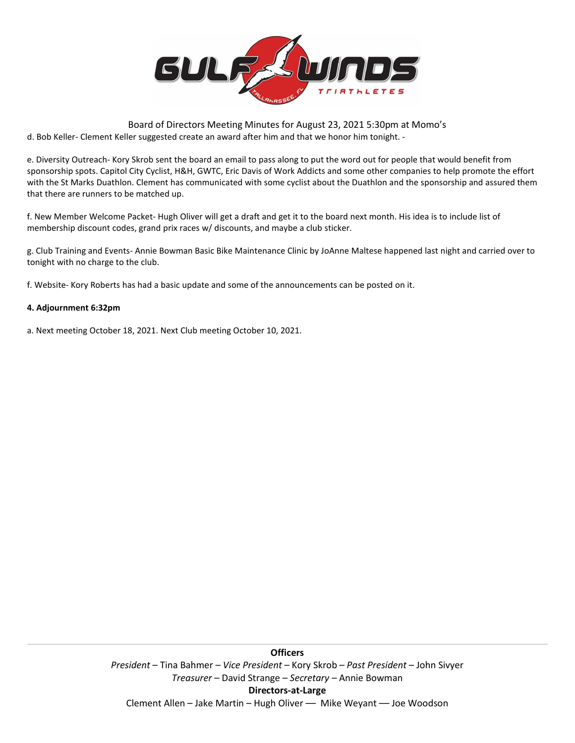Board of Directors Meeting Minutes for August 23, 2021 5:30pm at Momo's

d. Bob Keller- Clement Keller suggested create an award after him and that we honor him tonight. -

e. Diversity Outreach- Kory Skrob sent the board an email to pass along to put the word out for people that would benefit from sponsorship spots. Capitol City Cyclist, H&H, GWTC, Eric Davis of Work Addicts and some other companies to help promote the effort with the St Marks Duathlon. Clement has communicated with some cyclist about the Duathlon and the sponsorship and assured them that there are runners to be matched up.

f. New Member Welcome Packet- Hugh Oliver will get a draft and get it to the board next month. His idea is to include list of membership discount codes, grand prix races w/ discounts, and maybe a club sticker.

g. Club Training and Events- Annie Bowman Basic Bike Maintenance Clinic by JoAnne Maltese happened last night and carried over to tonight with no charge to the club.

f. Website- Kory Roberts has had a basic update and some of the announcements can be posted on it.

**4. Adjournment 6:32pm**

a. Next meeting October 18, 2021. Next Club meeting October 10, 2021.

**Officers**

*President* – Tina Bahmer – *Vice President* – Kory Skrob – *Past President* – John Sivyer

*Treasurer* – David Strange – *Secretary* – Annie Bowman

**Directors-at-Large**

Clement Allen – Jake Martin – Hugh Oliver –– Mike Weyant –– Joe Woodson